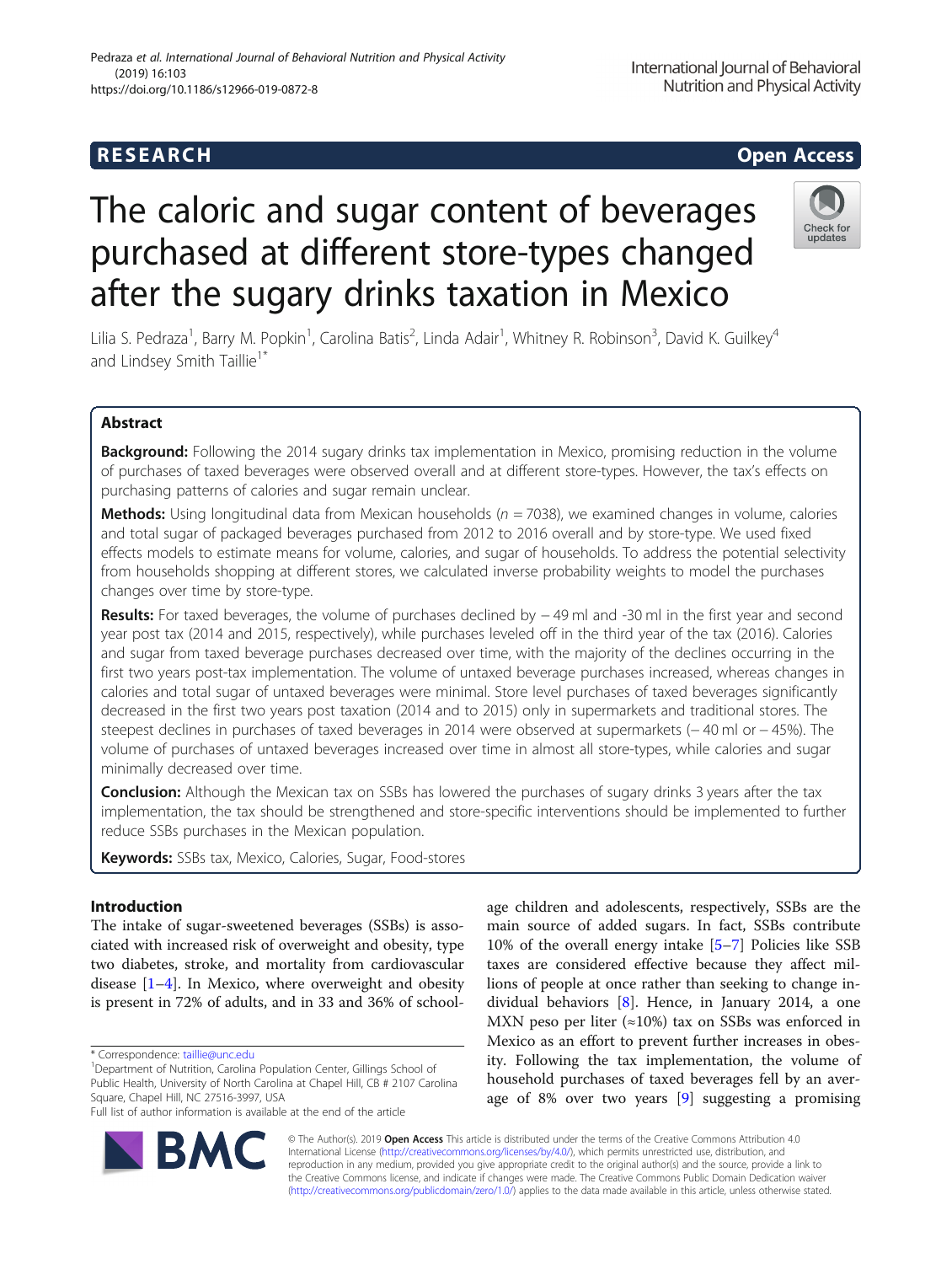RESEARCH · Open Access

# The caloric and sugar content of beverages purchased at different store-types changed after the sugary drinks taxation in Mexico

Lilia S. Pedraza[1], Barry M. Popkin[1], Carolina Batis[2], Linda Adair[1], Whitney R. Robinson[3], David K. Guilkey[4] and Lindsey Smith Taillie[1*]

## Abstract

**Background:** Following the 2014 sugary drinks tax implementation in Mexico, promising reduction in the volume of purchases of taxed beverages were observed overall and at different store-types. However, the tax's effects on purchasing patterns of calories and sugar remain unclear.

**Methods:** Using longitudinal data from Mexican households ($n$ = 7038), we examined changes in volume, calories and total sugar of packaged beverages purchased from 2012 to 2016 overall and by store-type. We used fixed effects models to estimate means for volume, calories, and sugar of households. To address the potential selectivity from households shopping at different stores, we calculated inverse probability weights to model the purchases changes over time by store-type.

**Results:** For taxed beverages, the volume of purchases declined by − 49 ml and -30 ml in the first year and second year post tax (2014 and 2015, respectively), while purchases leveled off in the third year of the tax (2016). Calories and sugar from taxed beverage purchases decreased over time, with the majority of the declines occurring in the first two years post-tax implementation. The volume of untaxed beverage purchases increased, whereas changes in calories and total sugar of untaxed beverages were minimal. Store level purchases of taxed beverages significantly decreased in the first two years post taxation (2014 and to 2015) only in supermarkets and traditional stores. The steepest declines in purchases of taxed beverages in 2014 were observed at supermarkets (− 40 ml or − 45%). The volume of purchases of untaxed beverages increased over time in almost all store-types, while calories and sugar minimally decreased over time.

**Conclusion:** Although the Mexican tax on SSBs has lowered the purchases of sugary drinks 3 years after the tax implementation, the tax should be strengthened and store-specific interventions should be implemented to further reduce SSBs purchases in the Mexican population.

**Keywords:** SSBs tax, Mexico, Calories, Sugar, Food-stores

## Introduction

The intake of sugar-sweetened beverages (SSBs) is associated with increased risk of overweight and obesity, type two diabetes, stroke, and mortality from cardiovascular disease [1–4]. In Mexico, where overweight and obesity is present in 72% of adults, and in 33 and 36% of school-age children and adolescents, respectively, SSBs are the main source of added sugars. In fact, SSBs contribute 10% of the overall energy intake [5–7] Policies like SSB taxes are considered effective because they affect millions of people at once rather than seeking to change individual behaviors [8]. Hence, in January 2014, a one MXN peso per liter (≈10%) tax on SSBs was enforced in Mexico as an effort to prevent further increases in obesity. Following the tax implementation, the volume of household purchases of taxed beverages fell by an average of 8% over two years [9] suggesting a promising

\* Correspondence: taillie@unc.edu
[1]Department of Nutrition, Carolina Population Center, Gillings School of Public Health, University of North Carolina at Chapel Hill, CB # 2107 Carolina Square, Chapel Hill, NC 27516-3997, USA
Full list of author information is available at the end of the article

© The Author(s). 2019 **Open Access** This article is distributed under the terms of the Creative Commons Attribution 4.0 International License (http://creativecommons.org/licenses/by/4.0/), which permits unrestricted use, distribution, and reproduction in any medium, provided you give appropriate credit to the original author(s) and the source, provide a link to the Creative Commons license, and indicate if changes were made. The Creative Commons Public Domain Dedication waiver (http://creativecommons.org/publicdomain/zero/1.0/) applies to the data made available in this article, unless otherwise stated.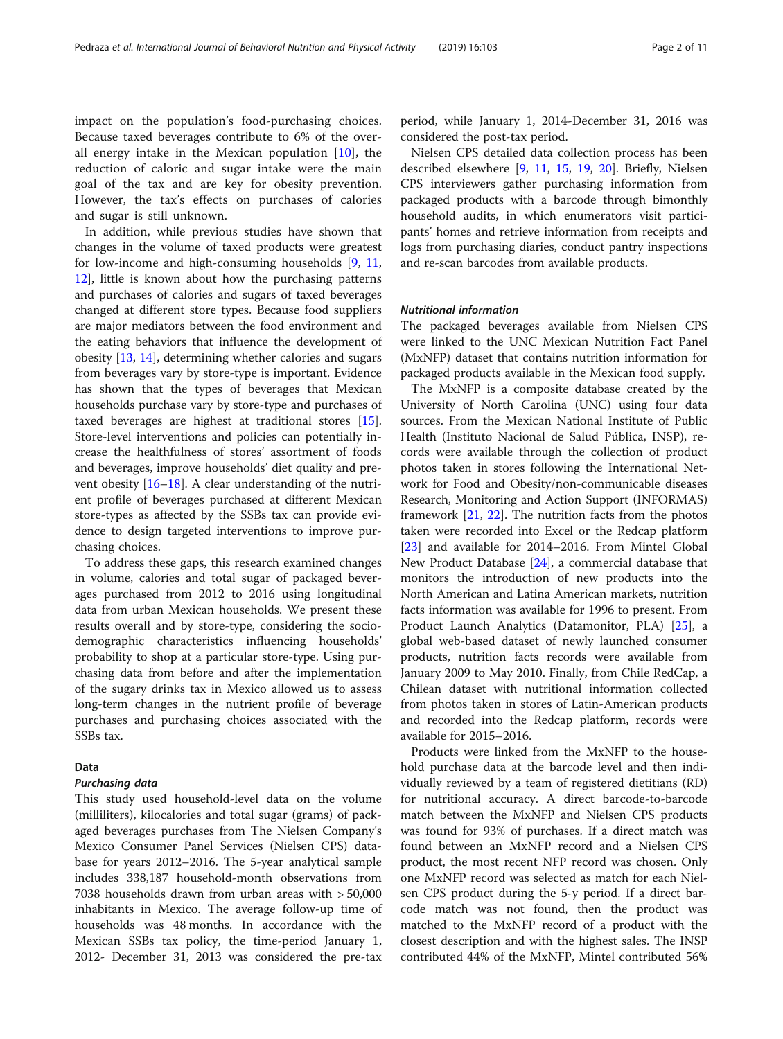impact on the population's food-purchasing choices. Because taxed beverages contribute to 6% of the overall energy intake in the Mexican population [10], the reduction of caloric and sugar intake were the main goal of the tax and are key for obesity prevention. However, the tax's effects on purchases of calories and sugar is still unknown.

In addition, while previous studies have shown that changes in the volume of taxed products were greatest for low-income and high-consuming households [9, 11, 12], little is known about how the purchasing patterns and purchases of calories and sugars of taxed beverages changed at different store types. Because food suppliers are major mediators between the food environment and the eating behaviors that influence the development of obesity [13, 14], determining whether calories and sugars from beverages vary by store-type is important. Evidence has shown that the types of beverages that Mexican households purchase vary by store-type and purchases of taxed beverages are highest at traditional stores [15]. Store-level interventions and policies can potentially increase the healthfulness of stores' assortment of foods and beverages, improve households' diet quality and prevent obesity [16–18]. A clear understanding of the nutrient profile of beverages purchased at different Mexican store-types as affected by the SSBs tax can provide evidence to design targeted interventions to improve purchasing choices.

To address these gaps, this research examined changes in volume, calories and total sugar of packaged beverages purchased from 2012 to 2016 using longitudinal data from urban Mexican households. We present these results overall and by store-type, considering the sociodemographic characteristics influencing households' probability to shop at a particular store-type. Using purchasing data from before and after the implementation of the sugary drinks tax in Mexico allowed us to assess long-term changes in the nutrient profile of beverage purchases and purchasing choices associated with the SSBs tax.

## Data

### *Purchasing data*

This study used household-level data on the volume (milliliters), kilocalories and total sugar (grams) of packaged beverages purchases from The Nielsen Company's Mexico Consumer Panel Services (Nielsen CPS) database for years 2012–2016. The 5-year analytical sample includes 338,187 household-month observations from 7038 households drawn from urban areas with > 50,000 inhabitants in Mexico. The average follow-up time of households was 48 months. In accordance with the Mexican SSBs tax policy, the time-period January 1, 2012- December 31, 2013 was considered the pre-tax period, while January 1, 2014-December 31, 2016 was considered the post-tax period.

Nielsen CPS detailed data collection process has been described elsewhere [9, 11, 15, 19, 20]. Briefly, Nielsen CPS interviewers gather purchasing information from packaged products with a barcode through bimonthly household audits, in which enumerators visit participants' homes and retrieve information from receipts and logs from purchasing diaries, conduct pantry inspections and re-scan barcodes from available products.

### *Nutritional information*

The packaged beverages available from Nielsen CPS were linked to the UNC Mexican Nutrition Fact Panel (MxNFP) dataset that contains nutrition information for packaged products available in the Mexican food supply.

The MxNFP is a composite database created by the University of North Carolina (UNC) using four data sources. From the Mexican National Institute of Public Health (Instituto Nacional de Salud Pública, INSP), records were available through the collection of product photos taken in stores following the International Network for Food and Obesity/non-communicable diseases Research, Monitoring and Action Support (INFORMAS) framework [21, 22]. The nutrition facts from the photos taken were recorded into Excel or the Redcap platform [23] and available for 2014–2016. From Mintel Global New Product Database [24], a commercial database that monitors the introduction of new products into the North American and Latina American markets, nutrition facts information was available for 1996 to present. From Product Launch Analytics (Datamonitor, PLA) [25], a global web-based dataset of newly launched consumer products, nutrition facts records were available from January 2009 to May 2010. Finally, from Chile RedCap, a Chilean dataset with nutritional information collected from photos taken in stores of Latin-American products and recorded into the Redcap platform, records were available for 2015–2016.

Products were linked from the MxNFP to the household purchase data at the barcode level and then individually reviewed by a team of registered dietitians (RD) for nutritional accuracy. A direct barcode-to-barcode match between the MxNFP and Nielsen CPS products was found for 93% of purchases. If a direct match was found between an MxNFP record and a Nielsen CPS product, the most recent NFP record was chosen. Only one MxNFP record was selected as match for each Nielsen CPS product during the 5-y period. If a direct barcode match was not found, then the product was matched to the MxNFP record of a product with the closest description and with the highest sales. The INSP contributed 44% of the MxNFP, Mintel contributed 56%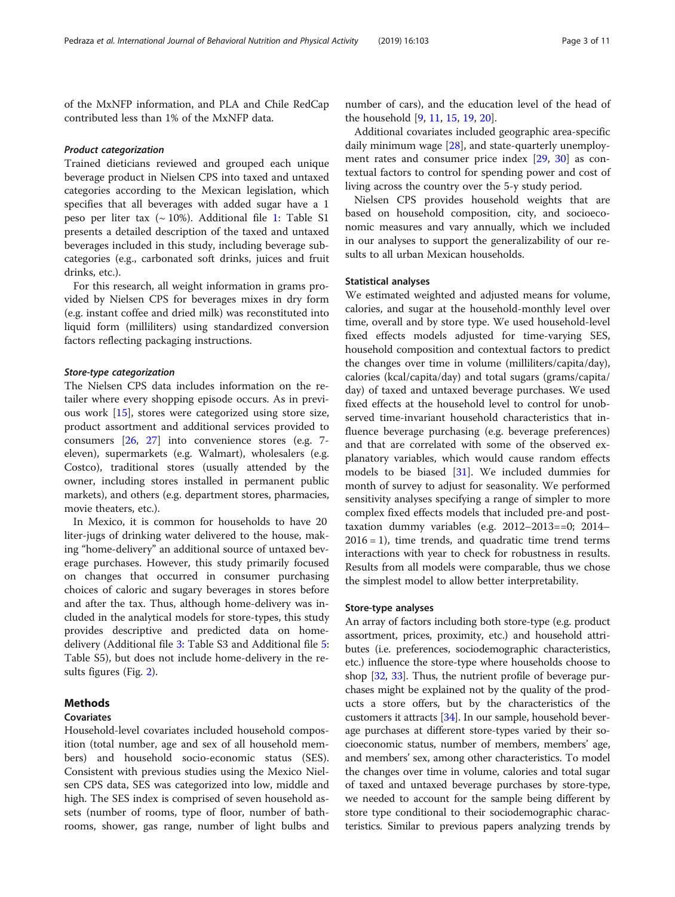of the MxNFP information, and PLA and Chile RedCap contributed less than 1% of the MxNFP data.

#### *Product categorization*

Trained dieticians reviewed and grouped each unique beverage product in Nielsen CPS into taxed and untaxed categories according to the Mexican legislation, which specifies that all beverages with added sugar have a 1 peso per liter tax (~ 10%). Additional file 1: Table S1 presents a detailed description of the taxed and untaxed beverages included in this study, including beverage subcategories (e.g., carbonated soft drinks, juices and fruit drinks, etc.).

For this research, all weight information in grams provided by Nielsen CPS for beverages mixes in dry form (e.g. instant coffee and dried milk) was reconstituted into liquid form (milliliters) using standardized conversion factors reflecting packaging instructions.

#### *Store-type categorization*

The Nielsen CPS data includes information on the retailer where every shopping episode occurs. As in previous work [15], stores were categorized using store size, product assortment and additional services provided to consumers [26, 27] into convenience stores (e.g. 7-eleven), supermarkets (e.g. Walmart), wholesalers (e.g. Costco), traditional stores (usually attended by the owner, including stores installed in permanent public markets), and others (e.g. department stores, pharmacies, movie theaters, etc.).

In Mexico, it is common for households to have 20 liter-jugs of drinking water delivered to the house, making "home-delivery" an additional source of untaxed beverage purchases. However, this study primarily focused on changes that occurred in consumer purchasing choices of caloric and sugary beverages in stores before and after the tax. Thus, although home-delivery was included in the analytical models for store-types, this study provides descriptive and predicted data on home-delivery (Additional file 3: Table S3 and Additional file 5: Table S5), but does not include home-delivery in the results figures (Fig. 2).

## Methods

### Covariates

Household-level covariates included household composition (total number, age and sex of all household members) and household socio-economic status (SES). Consistent with previous studies using the Mexico Nielsen CPS data, SES was categorized into low, middle and high. The SES index is comprised of seven household assets (number of rooms, type of floor, number of bathrooms, shower, gas range, number of light bulbs and number of cars), and the education level of the head of the household [9, 11, 15, 19, 20].

Additional covariates included geographic area-specific daily minimum wage [28], and state-quarterly unemployment rates and consumer price index [29, 30] as contextual factors to control for spending power and cost of living across the country over the 5-y study period.

Nielsen CPS provides household weights that are based on household composition, city, and socioeconomic measures and vary annually, which we included in our analyses to support the generalizability of our results to all urban Mexican households.

### Statistical analyses

We estimated weighted and adjusted means for volume, calories, and sugar at the household-monthly level over time, overall and by store type. We used household-level fixed effects models adjusted for time-varying SES, household composition and contextual factors to predict the changes over time in volume (milliliters/capita/day), calories (kcal/capita/day) and total sugars (grams/capita/day) of taxed and untaxed beverage purchases. We used fixed effects at the household level to control for unobserved time-invariant household characteristics that influence beverage purchasing (e.g. beverage preferences) and that are correlated with some of the observed explanatory variables, which would cause random effects models to be biased [31]. We included dummies for month of survey to adjust for seasonality. We performed sensitivity analyses specifying a range of simpler to more complex fixed effects models that included pre-and post-taxation dummy variables (e.g. 2012–2013==0; 2014–2016 = 1), time trends, and quadratic time trend terms interactions with year to check for robustness in results. Results from all models were comparable, thus we chose the simplest model to allow better interpretability.

### Store-type analyses

An array of factors including both store-type (e.g. product assortment, prices, proximity, etc.) and household attributes (i.e. preferences, sociodemographic characteristics, etc.) influence the store-type where households choose to shop [32, 33]. Thus, the nutrient profile of beverage purchases might be explained not by the quality of the products a store offers, but by the characteristics of the customers it attracts [34]. In our sample, household beverage purchases at different store-types varied by their socioeconomic status, number of members, members' age, and members' sex, among other characteristics. To model the changes over time in volume, calories and total sugar of taxed and untaxed beverage purchases by store-type, we needed to account for the sample being different by store type conditional to their sociodemographic characteristics. Similar to previous papers analyzing trends by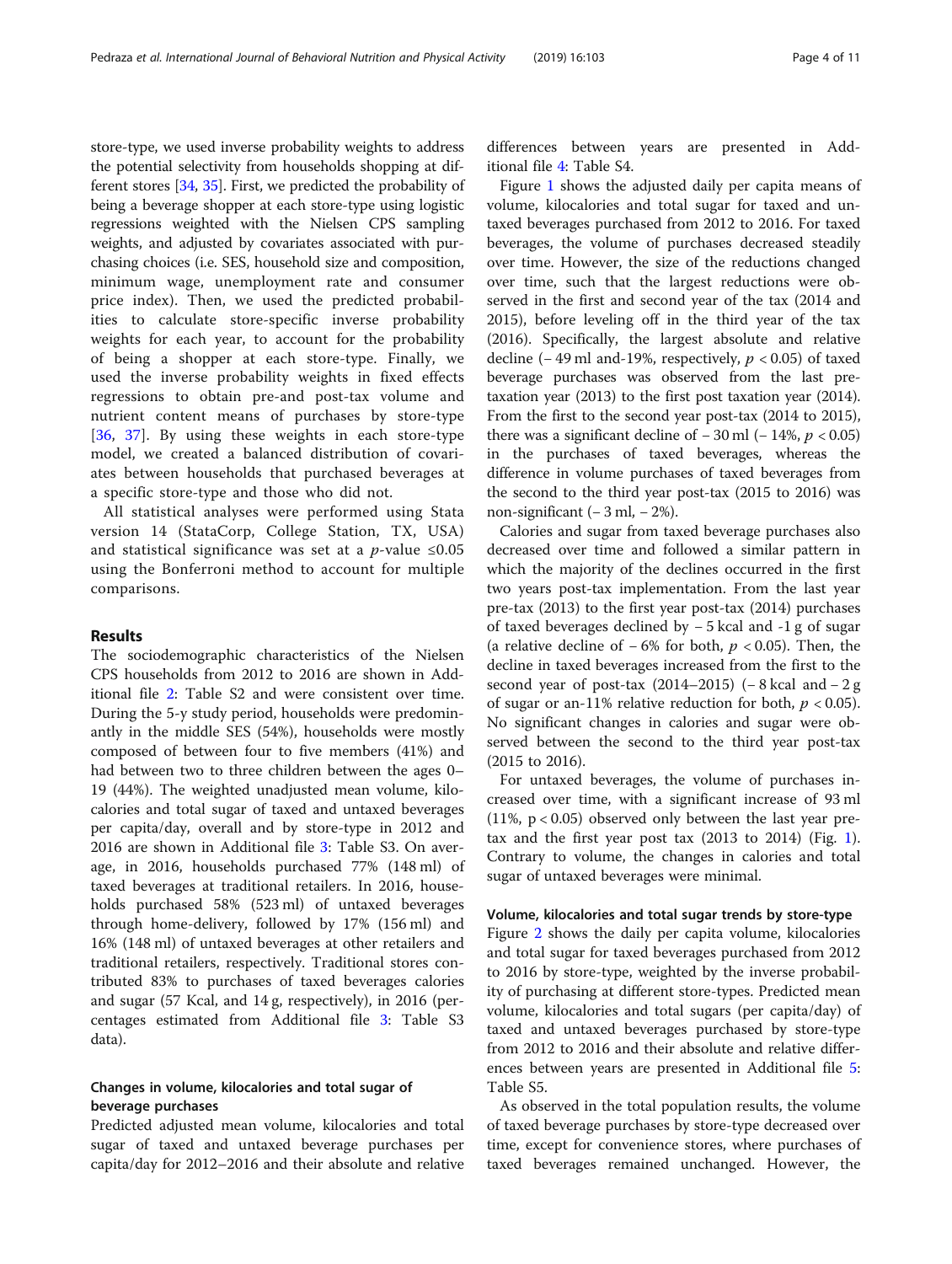store-type, we used inverse probability weights to address the potential selectivity from households shopping at different stores [34, 35]. First, we predicted the probability of being a beverage shopper at each store-type using logistic regressions weighted with the Nielsen CPS sampling weights, and adjusted by covariates associated with purchasing choices (i.e. SES, household size and composition, minimum wage, unemployment rate and consumer price index). Then, we used the predicted probabilities to calculate store-specific inverse probability weights for each year, to account for the probability of being a shopper at each store-type. Finally, we used the inverse probability weights in fixed effects regressions to obtain pre-and post-tax volume and nutrient content means of purchases by store-type [36, 37]. By using these weights in each store-type model, we created a balanced distribution of covariates between households that purchased beverages at a specific store-type and those who did not.

All statistical analyses were performed using Stata version 14 (StataCorp, College Station, TX, USA) and statistical significance was set at a $p$-value $\leq 0.05$ using the Bonferroni method to account for multiple comparisons.

## Results

The sociodemographic characteristics of the Nielsen CPS households from 2012 to 2016 are shown in Additional file 2: Table S2 and were consistent over time. During the 5-y study period, households were predominantly in the middle SES (54%), households were mostly composed of between four to five members (41%) and had between two to three children between the ages 0–19 (44%). The weighted unadjusted mean volume, kilocalories and total sugar of taxed and untaxed beverages per capita/day, overall and by store-type in 2012 and 2016 are shown in Additional file 3: Table S3. On average, in 2016, households purchased 77% (148 ml) of taxed beverages at traditional retailers. In 2016, households purchased 58% (523 ml) of untaxed beverages through home-delivery, followed by 17% (156 ml) and 16% (148 ml) of untaxed beverages at other retailers and traditional retailers, respectively. Traditional stores contributed 83% to purchases of taxed beverages calories and sugar (57 Kcal, and 14 g, respectively), in 2016 (percentages estimated from Additional file 3: Table S3 data).

### Changes in volume, kilocalories and total sugar of beverage purchases

Predicted adjusted mean volume, kilocalories and total sugar of taxed and untaxed beverage purchases per capita/day for 2012–2016 and their absolute and relative differences between years are presented in Additional file 4: Table S4.

Figure 1 shows the adjusted daily per capita means of volume, kilocalories and total sugar for taxed and untaxed beverages purchased from 2012 to 2016. For taxed beverages, the volume of purchases decreased steadily over time. However, the size of the reductions changed over time, such that the largest reductions were observed in the first and second year of the tax (2014 and 2015), before leveling off in the third year of the tax (2016). Specifically, the largest absolute and relative decline (− 49 ml and-19%, respectively, $p < 0.05$) of taxed beverage purchases was observed from the last pre-taxation year (2013) to the first post taxation year (2014). From the first to the second year post-tax (2014 to 2015), there was a significant decline of − 30 ml (− 14%, $p < 0.05$) in the purchases of taxed beverages, whereas the difference in volume purchases of taxed beverages from the second to the third year post-tax (2015 to 2016) was non-significant (− 3 ml, − 2%).

Calories and sugar from taxed beverage purchases also decreased over time and followed a similar pattern in which the majority of the declines occurred in the first two years post-tax implementation. From the last year pre-tax (2013) to the first year post-tax (2014) purchases of taxed beverages declined by − 5 kcal and -1 g of sugar (a relative decline of − 6% for both, $p < 0.05$). Then, the decline in taxed beverages increased from the first to the second year of post-tax (2014–2015) (− 8 kcal and − 2 g of sugar or an-11% relative reduction for both, $p < 0.05$). No significant changes in calories and sugar were observed between the second to the third year post-tax (2015 to 2016).

For untaxed beverages, the volume of purchases increased over time, with a significant increase of 93 ml (11%, $p < 0.05$) observed only between the last year pre-tax and the first year post tax (2013 to 2014) (Fig. 1). Contrary to volume, the changes in calories and total sugar of untaxed beverages were minimal.

### Volume, kilocalories and total sugar trends by store-type

Figure 2 shows the daily per capita volume, kilocalories and total sugar for taxed beverages purchased from 2012 to 2016 by store-type, weighted by the inverse probability of purchasing at different store-types. Predicted mean volume, kilocalories and total sugars (per capita/day) of taxed and untaxed beverages purchased by store-type from 2012 to 2016 and their absolute and relative differences between years are presented in Additional file 5: Table S5.

As observed in the total population results, the volume of taxed beverage purchases by store-type decreased over time, except for convenience stores, where purchases of taxed beverages remained unchanged. However, the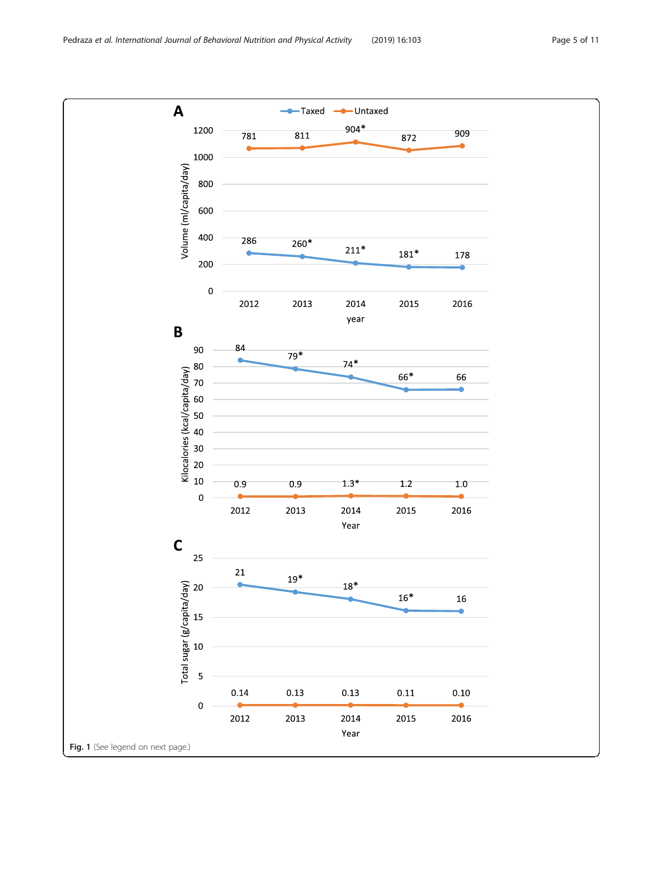Fig. 1 (See legend on next page.)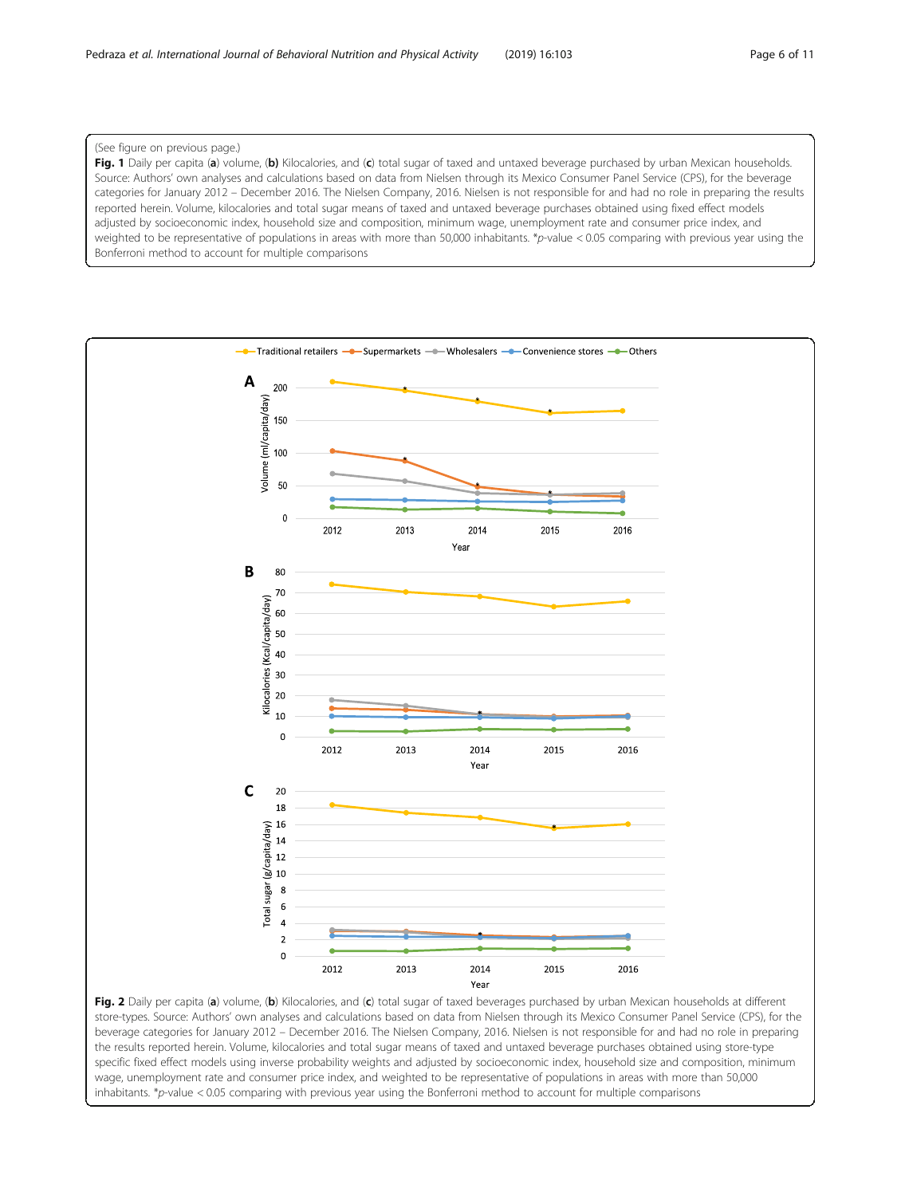(See figure on previous page.)

**Fig. 1** Daily per capita (**a**) volume, (**b**) Kilocalories, and (**c**) total sugar of taxed and untaxed beverage purchased by urban Mexican households. Source: Authors' own analyses and calculations based on data from Nielsen through its Mexico Consumer Panel Service (CPS), for the beverage categories for January 2012 – December 2016. The Nielsen Company, 2016. Nielsen is not responsible for and had no role in preparing the results reported herein. Volume, kilocalories and total sugar means of taxed and untaxed beverage purchases obtained using fixed effect models adjusted by socioeconomic index, household size and composition, minimum wage, unemployment rate and consumer price index, and weighted to be representative of populations in areas with more than 50,000 inhabitants. *$p$-value < 0.05 comparing with previous year using the Bonferroni method to account for multiple comparisons

**Fig. 2** Daily per capita (**a**) volume, (**b**) Kilocalories, and (**c**) total sugar of taxed beverages purchased by urban Mexican households at different store-types. Source: Authors' own analyses and calculations based on data from Nielsen through its Mexico Consumer Panel Service (CPS), for the beverage categories for January 2012 – December 2016. The Nielsen Company, 2016. Nielsen is not responsible for and had no role in preparing the results reported herein. Volume, kilocalories and total sugar means of taxed and untaxed beverage purchases obtained using store-type specific fixed effect models using inverse probability weights and adjusted by socioeconomic index, household size and composition, minimum wage, unemployment rate and consumer price index, and weighted to be representative of populations in areas with more than 50,000 inhabitants. *$p$-value < 0.05 comparing with previous year using the Bonferroni method to account for multiple comparisons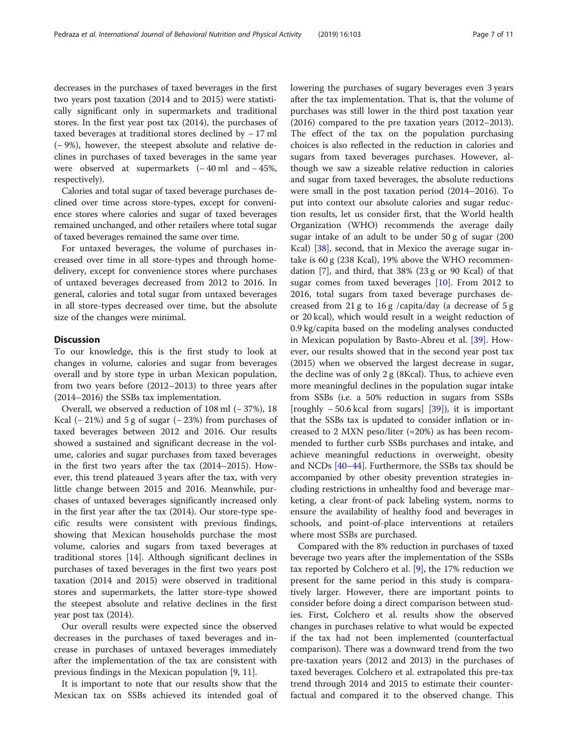decreases in the purchases of taxed beverages in the first two years post taxation (2014 and to 2015) were statistically significant only in supermarkets and traditional stores. In the first year post tax (2014), the purchases of taxed beverages at traditional stores declined by − 17 ml (− 9%), however, the steepest absolute and relative declines in purchases of taxed beverages in the same year were observed at supermarkets (− 40 ml and − 45%, respectively).

Calories and total sugar of taxed beverage purchases declined over time across store-types, except for convenience stores where calories and sugar of taxed beverages remained unchanged, and other retailers where total sugar of taxed beverages remained the same over time.

For untaxed beverages, the volume of purchases increased over time in all store-types and through home-delivery, except for convenience stores where purchases of untaxed beverages decreased from 2012 to 2016. In general, calories and total sugar from untaxed beverages in all store-types decreased over time, but the absolute size of the changes were minimal.

## Discussion

To our knowledge, this is the first study to look at changes in volume, calories and sugar from beverages overall and by store type in urban Mexican population, from two years before (2012–2013) to three years after (2014–2016) the SSBs tax implementation.

Overall, we observed a reduction of 108 ml (− 37%), 18 Kcal (− 21%) and 5 g of sugar (− 23%) from purchases of taxed beverages between 2012 and 2016. Our results showed a sustained and significant decrease in the volume, calories and sugar purchases from taxed beverages in the first two years after the tax (2014–2015). However, this trend plateaued 3 years after the tax, with very little change between 2015 and 2016. Meanwhile, purchases of untaxed beverages significantly increased only in the first year after the tax (2014). Our store-type specific results were consistent with previous findings, showing that Mexican households purchase the most volume, calories and sugars from taxed beverages at traditional stores [14]. Although significant declines in purchases of taxed beverages in the first two years post taxation (2014 and 2015) were observed in traditional stores and supermarkets, the latter store-type showed the steepest absolute and relative declines in the first year post tax (2014).

Our overall results were expected since the observed decreases in the purchases of taxed beverages and increase in purchases of untaxed beverages immediately after the implementation of the tax are consistent with previous findings in the Mexican population [9, 11].

It is important to note that our results show that the Mexican tax on SSBs achieved its intended goal of lowering the purchases of sugary beverages even 3 years after the tax implementation. That is, that the volume of purchases was still lower in the third post taxation year (2016) compared to the pre taxation years (2012–2013). The effect of the tax on the population purchasing choices is also reflected in the reduction in calories and sugars from taxed beverages purchases. However, although we saw a sizeable relative reduction in calories and sugar from taxed beverages, the absolute reductions were small in the post taxation period (2014–2016). To put into context our absolute calories and sugar reduction results, let us consider first, that the World health Organization (WHO) recommends the average daily sugar intake of an adult to be under 50 g of sugar (200 Kcal) [38], second, that in Mexico the average sugar intake is 60 g (238 Kcal), 19% above the WHO recommendation [7], and third, that 38% (23 g or 90 Kcal) of that sugar comes from taxed beverages [10]. From 2012 to 2016, total sugars from taxed beverage purchases decreased from 21 g to 16 g /capita/day (a decrease of 5 g or 20 kcal), which would result in a weight reduction of 0.9 kg/capita based on the modeling analyses conducted in Mexican population by Basto-Abreu et al. [39]. However, our results showed that in the second year post tax (2015) when we observed the largest decrease in sugar, the decline was of only 2 g (8Kcal). Thus, to achieve even more meaningful declines in the population sugar intake from SSBs (i.e. a 50% reduction in sugars from SSBs [roughly − 50.6 kcal from sugars] [39]), it is important that the SSBs tax is updated to consider inflation or increased to 2 MXN peso/liter (≈20%) as has been recommended to further curb SSBs purchases and intake, and achieve meaningful reductions in overweight, obesity and NCDs [40–44]. Furthermore, the SSBs tax should be accompanied by other obesity prevention strategies including restrictions in unhealthy food and beverage marketing, a clear front-of pack labeling system, norms to ensure the availability of healthy food and beverages in schools, and point-of-place interventions at retailers where most SSBs are purchased.

Compared with the 8% reduction in purchases of taxed beverage two years after the implementation of the SSBs tax reported by Colchero et al. [9], the 17% reduction we present for the same period in this study is comparatively larger. However, there are important points to consider before doing a direct comparison between studies. First, Colchero et al. results show the observed changes in purchases relative to what would be expected if the tax had not been implemented (counterfactual comparison). There was a downward trend from the two pre-taxation years (2012 and 2013) in the purchases of taxed beverages. Colchero et al. extrapolated this pre-tax trend through 2014 and 2015 to estimate their counterfactual and compared it to the observed change. This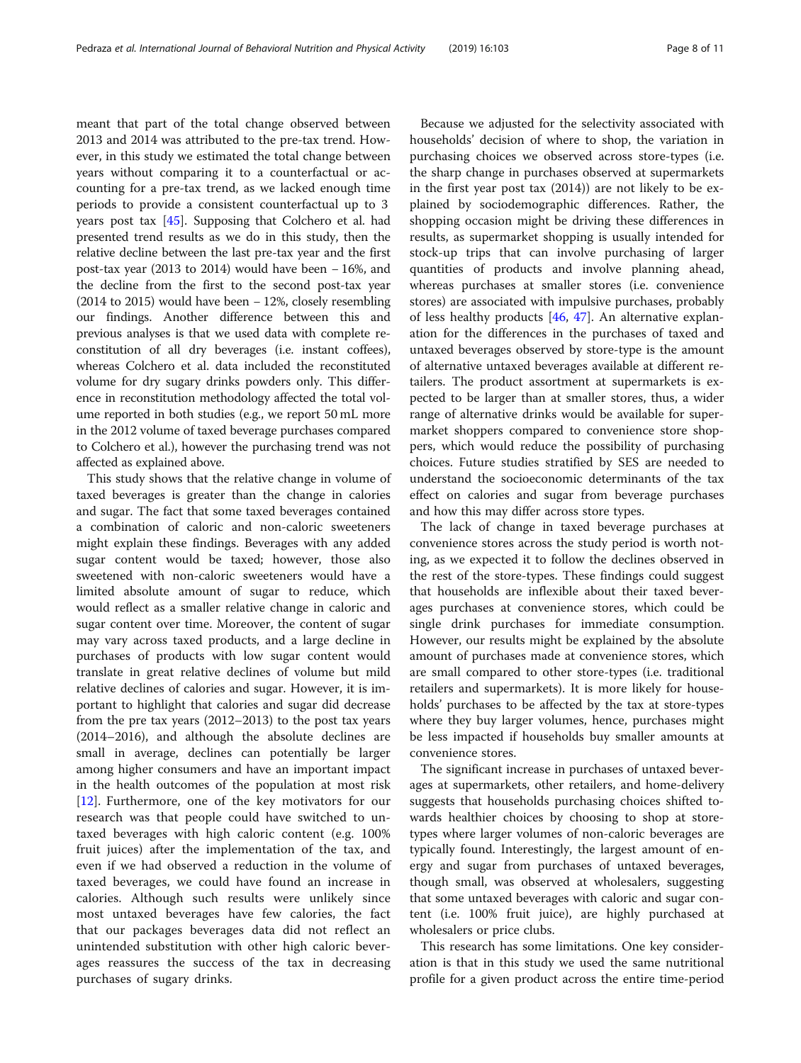meant that part of the total change observed between 2013 and 2014 was attributed to the pre-tax trend. However, in this study we estimated the total change between years without comparing it to a counterfactual or accounting for a pre-tax trend, as we lacked enough time periods to provide a consistent counterfactual up to 3 years post tax [45]. Supposing that Colchero et al. had presented trend results as we do in this study, then the relative decline between the last pre-tax year and the first post-tax year (2013 to 2014) would have been – 16%, and the decline from the first to the second post-tax year (2014 to 2015) would have been – 12%, closely resembling our findings. Another difference between this and previous analyses is that we used data with complete reconstitution of all dry beverages (i.e. instant coffees), whereas Colchero et al. data included the reconstituted volume for dry sugary drinks powders only. This difference in reconstitution methodology affected the total volume reported in both studies (e.g., we report 50 mL more in the 2012 volume of taxed beverage purchases compared to Colchero et al.), however the purchasing trend was not affected as explained above.

This study shows that the relative change in volume of taxed beverages is greater than the change in calories and sugar. The fact that some taxed beverages contained a combination of caloric and non-caloric sweeteners might explain these findings. Beverages with any added sugar content would be taxed; however, those also sweetened with non-caloric sweeteners would have a limited absolute amount of sugar to reduce, which would reflect as a smaller relative change in caloric and sugar content over time. Moreover, the content of sugar may vary across taxed products, and a large decline in purchases of products with low sugar content would translate in great relative declines of volume but mild relative declines of calories and sugar. However, it is important to highlight that calories and sugar did decrease from the pre tax years (2012–2013) to the post tax years (2014–2016), and although the absolute declines are small in average, declines can potentially be larger among higher consumers and have an important impact in the health outcomes of the population at most risk [12]. Furthermore, one of the key motivators for our research was that people could have switched to untaxed beverages with high caloric content (e.g. 100% fruit juices) after the implementation of the tax, and even if we had observed a reduction in the volume of taxed beverages, we could have found an increase in calories. Although such results were unlikely since most untaxed beverages have few calories, the fact that our packages beverages data did not reflect an unintended substitution with other high caloric beverages reassures the success of the tax in decreasing purchases of sugary drinks.

Because we adjusted for the selectivity associated with households' decision of where to shop, the variation in purchasing choices we observed across store-types (i.e. the sharp change in purchases observed at supermarkets in the first year post tax (2014)) are not likely to be explained by sociodemographic differences. Rather, the shopping occasion might be driving these differences in results, as supermarket shopping is usually intended for stock-up trips that can involve purchasing of larger quantities of products and involve planning ahead, whereas purchases at smaller stores (i.e. convenience stores) are associated with impulsive purchases, probably of less healthy products [46, 47]. An alternative explanation for the differences in the purchases of taxed and untaxed beverages observed by store-type is the amount of alternative untaxed beverages available at different retailers. The product assortment at supermarkets is expected to be larger than at smaller stores, thus, a wider range of alternative drinks would be available for supermarket shoppers compared to convenience store shoppers, which would reduce the possibility of purchasing choices. Future studies stratified by SES are needed to understand the socioeconomic determinants of the tax effect on calories and sugar from beverage purchases and how this may differ across store types.

The lack of change in taxed beverage purchases at convenience stores across the study period is worth noting, as we expected it to follow the declines observed in the rest of the store-types. These findings could suggest that households are inflexible about their taxed beverages purchases at convenience stores, which could be single drink purchases for immediate consumption. However, our results might be explained by the absolute amount of purchases made at convenience stores, which are small compared to other store-types (i.e. traditional retailers and supermarkets). It is more likely for households' purchases to be affected by the tax at store-types where they buy larger volumes, hence, purchases might be less impacted if households buy smaller amounts at convenience stores.

The significant increase in purchases of untaxed beverages at supermarkets, other retailers, and home-delivery suggests that households purchasing choices shifted towards healthier choices by choosing to shop at store-types where larger volumes of non-caloric beverages are typically found. Interestingly, the largest amount of energy and sugar from purchases of untaxed beverages, though small, was observed at wholesalers, suggesting that some untaxed beverages with caloric and sugar content (i.e. 100% fruit juice), are highly purchased at wholesalers or price clubs.

This research has some limitations. One key consideration is that in this study we used the same nutritional profile for a given product across the entire time-period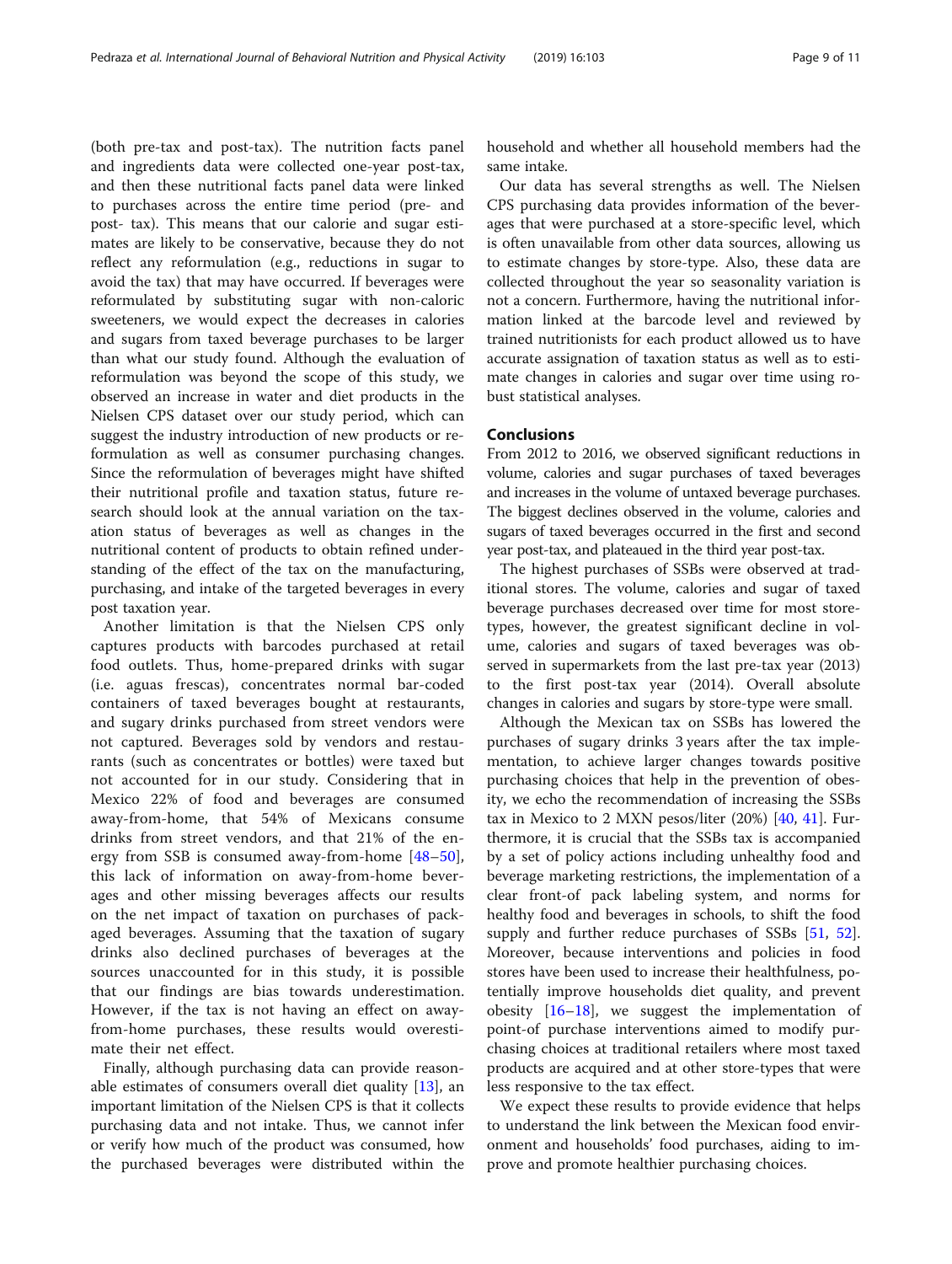(both pre-tax and post-tax). The nutrition facts panel and ingredients data were collected one-year post-tax, and then these nutritional facts panel data were linked to purchases across the entire time period (pre- and post- tax). This means that our calorie and sugar estimates are likely to be conservative, because they do not reflect any reformulation (e.g., reductions in sugar to avoid the tax) that may have occurred. If beverages were reformulated by substituting sugar with non-caloric sweeteners, we would expect the decreases in calories and sugars from taxed beverage purchases to be larger than what our study found. Although the evaluation of reformulation was beyond the scope of this study, we observed an increase in water and diet products in the Nielsen CPS dataset over our study period, which can suggest the industry introduction of new products or reformulation as well as consumer purchasing changes. Since the reformulation of beverages might have shifted their nutritional profile and taxation status, future research should look at the annual variation on the taxation status of beverages as well as changes in the nutritional content of products to obtain refined understanding of the effect of the tax on the manufacturing, purchasing, and intake of the targeted beverages in every post taxation year.

Another limitation is that the Nielsen CPS only captures products with barcodes purchased at retail food outlets. Thus, home-prepared drinks with sugar (i.e. aguas frescas), concentrates normal bar-coded containers of taxed beverages bought at restaurants, and sugary drinks purchased from street vendors were not captured. Beverages sold by vendors and restaurants (such as concentrates or bottles) were taxed but not accounted for in our study. Considering that in Mexico 22% of food and beverages are consumed away-from-home, that 54% of Mexicans consume drinks from street vendors, and that 21% of the energy from SSB is consumed away-from-home [48–50], this lack of information on away-from-home beverages and other missing beverages affects our results on the net impact of taxation on purchases of packaged beverages. Assuming that the taxation of sugary drinks also declined purchases of beverages at the sources unaccounted for in this study, it is possible that our findings are bias towards underestimation. However, if the tax is not having an effect on away-from-home purchases, these results would overestimate their net effect.

Finally, although purchasing data can provide reasonable estimates of consumers overall diet quality [13], an important limitation of the Nielsen CPS is that it collects purchasing data and not intake. Thus, we cannot infer or verify how much of the product was consumed, how the purchased beverages were distributed within the household and whether all household members had the same intake.

Our data has several strengths as well. The Nielsen CPS purchasing data provides information of the beverages that were purchased at a store-specific level, which is often unavailable from other data sources, allowing us to estimate changes by store-type. Also, these data are collected throughout the year so seasonality variation is not a concern. Furthermore, having the nutritional information linked at the barcode level and reviewed by trained nutritionists for each product allowed us to have accurate assignation of taxation status as well as to estimate changes in calories and sugar over time using robust statistical analyses.

## Conclusions

From 2012 to 2016, we observed significant reductions in volume, calories and sugar purchases of taxed beverages and increases in the volume of untaxed beverage purchases. The biggest declines observed in the volume, calories and sugars of taxed beverages occurred in the first and second year post-tax, and plateaued in the third year post-tax.

The highest purchases of SSBs were observed at traditional stores. The volume, calories and sugar of taxed beverage purchases decreased over time for most store-types, however, the greatest significant decline in volume, calories and sugars of taxed beverages was observed in supermarkets from the last pre-tax year (2013) to the first post-tax year (2014). Overall absolute changes in calories and sugars by store-type were small.

Although the Mexican tax on SSBs has lowered the purchases of sugary drinks 3 years after the tax implementation, to achieve larger changes towards positive purchasing choices that help in the prevention of obesity, we echo the recommendation of increasing the SSBs tax in Mexico to 2 MXN pesos/liter (20%) [40, 41]. Furthermore, it is crucial that the SSBs tax is accompanied by a set of policy actions including unhealthy food and beverage marketing restrictions, the implementation of a clear front-of pack labeling system, and norms for healthy food and beverages in schools, to shift the food supply and further reduce purchases of SSBs [51, 52]. Moreover, because interventions and policies in food stores have been used to increase their healthfulness, potentially improve households diet quality, and prevent obesity [16–18], we suggest the implementation of point-of purchase interventions aimed to modify purchasing choices at traditional retailers where most taxed products are acquired and at other store-types that were less responsive to the tax effect.

We expect these results to provide evidence that helps to understand the link between the Mexican food environment and households' food purchases, aiding to improve and promote healthier purchasing choices.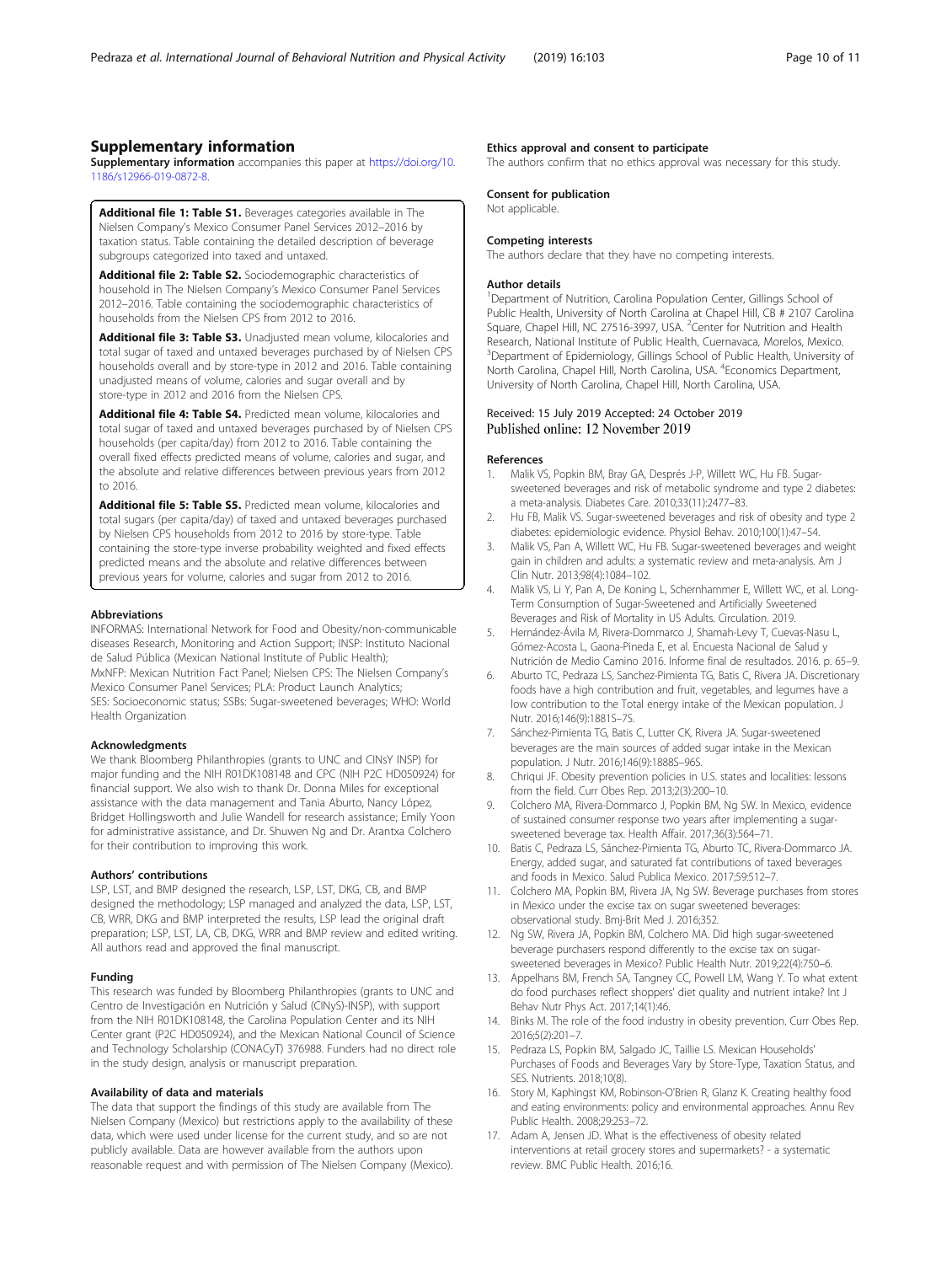## Supplementary information

**Supplementary information** accompanies this paper at https://doi.org/10.1186/s12966-019-0872-8.

**Additional file 1: Table S1.** Beverages categories available in The Nielsen Company's Mexico Consumer Panel Services 2012–2016 by taxation status. Table containing the detailed description of beverage subgroups categorized into taxed and untaxed.

**Additional file 2: Table S2.** Sociodemographic characteristics of household in The Nielsen Company's Mexico Consumer Panel Services 2012–2016. Table containing the sociodemographic characteristics of households from the Nielsen CPS from 2012 to 2016.

**Additional file 3: Table S3.** Unadjusted mean volume, kilocalories and total sugar of taxed and untaxed beverages purchased by of Nielsen CPS households overall and by store-type in 2012 and 2016. Table containing unadjusted means of volume, calories and sugar overall and by store-type in 2012 and 2016 from the Nielsen CPS.

**Additional file 4: Table S4.** Predicted mean volume, kilocalories and total sugar of taxed and untaxed beverages purchased by of Nielsen CPS households (per capita/day) from 2012 to 2016. Table containing the overall fixed effects predicted means of volume, calories and sugar, and the absolute and relative differences between previous years from 2012 to 2016.

**Additional file 5: Table S5.** Predicted mean volume, kilocalories and total sugars (per capita/day) of taxed and untaxed beverages purchased by Nielsen CPS households from 2012 to 2016 by store-type. Table containing the store-type inverse probability weighted and fixed effects predicted means and the absolute and relative differences between previous years for volume, calories and sugar from 2012 to 2016.

### Abbreviations

INFORMAS: International Network for Food and Obesity/non-communicable diseases Research, Monitoring and Action Support; INSP: Instituto Nacional de Salud Pública (Mexican National Institute of Public Health); MxNFP: Mexican Nutrition Fact Panel; Nielsen CPS: The Nielsen Company's Mexico Consumer Panel Services; PLA: Product Launch Analytics; SES: Socioeconomic status; SSBs: Sugar-sweetened beverages; WHO: World Health Organization

### Acknowledgments

We thank Bloomberg Philanthropies (grants to UNC and CINsY INSP) for major funding and the NIH R01DK108148 and CPC (NIH P2C HD050924) for financial support. We also wish to thank Dr. Donna Miles for exceptional assistance with the data management and Tania Aburto, Nancy López, Bridget Hollingsworth and Julie Wandell for research assistance; Emily Yoon for administrative assistance, and Dr. Shuwen Ng and Dr. Arantxa Colchero for their contribution to improving this work.

### Authors' contributions

LSP, LST, and BMP designed the research, LSP, LST, DKG, CB, and BMP designed the methodology; LSP managed and analyzed the data, LSP, LST, CB, WRR, DKG and BMP interpreted the results, LSP lead the original draft preparation; LSP, LST, LA, CB, DKG, WRR and BMP review and edited writing. All authors read and approved the final manuscript.

### Funding

This research was funded by Bloomberg Philanthropies (grants to UNC and Centro de Investigación en Nutrición y Salud (CINyS)-INSP), with support from the NIH R01DK108148, the Carolina Population Center and its NIH Center grant (P2C HD050924), and the Mexican National Council of Science and Technology Scholarship (CONACyT) 376988. Funders had no direct role in the study design, analysis or manuscript preparation.

### Availability of data and materials

The data that support the findings of this study are available from The Nielsen Company (Mexico) but restrictions apply to the availability of these data, which were used under license for the current study, and so are not publicly available. Data are however available from the authors upon reasonable request and with permission of The Nielsen Company (Mexico).

### Ethics approval and consent to participate

The authors confirm that no ethics approval was necessary for this study.

### Consent for publication

Not applicable.

### Competing interests

The authors declare that they have no competing interests.

### Author details

[1]Department of Nutrition, Carolina Population Center, Gillings School of Public Health, University of North Carolina at Chapel Hill, CB # 2107 Carolina Square, Chapel Hill, NC 27516-3997, USA. [2]Center for Nutrition and Health Research, National Institute of Public Health, Cuernavaca, Morelos, Mexico. [3]Department of Epidemiology, Gillings School of Public Health, University of North Carolina, Chapel Hill, North Carolina, USA. [4]Economics Department, University of North Carolina, Chapel Hill, North Carolina, USA.

Received: 15 July 2019 Accepted: 24 October 2019
Published online: 12 November 2019

### References

1. Malik VS, Popkin BM, Bray GA, Després J-P, Willett WC, Hu FB. Sugar-sweetened beverages and risk of metabolic syndrome and type 2 diabetes: a meta-analysis. Diabetes Care. 2010;33(11):2477–83.
2. Hu FB, Malik VS. Sugar-sweetened beverages and risk of obesity and type 2 diabetes: epidemiologic evidence. Physiol Behav. 2010;100(1):47–54.
3. Malik VS, Pan A, Willett WC, Hu FB. Sugar-sweetened beverages and weight gain in children and adults: a systematic review and meta-analysis. Am J Clin Nutr. 2013;98(4):1084–102.
4. Malik VS, Li Y, Pan A, De Koning L, Schernhammer E, Willett WC, et al. Long-Term Consumption of Sugar-Sweetened and Artificially Sweetened Beverages and Risk of Mortality in US Adults. Circulation. 2019.
5. Hernández-Ávila M, Rivera-Dommarco J, Shamah-Levy T, Cuevas-Nasu L, Gómez-Acosta L, Gaona-Pineda E, et al. Encuesta Nacional de Salud y Nutrición de Medio Camino 2016. Informe final de resultados. 2016. p. 65–9.
6. Aburto TC, Pedraza LS, Sanchez-Pimienta TG, Batis C, Rivera JA. Discretionary foods have a high contribution and fruit, vegetables, and legumes have a low contribution to the Total energy intake of the Mexican population. J Nutr. 2016;146(9):1881S–7S.
7. Sánchez-Pimienta TG, Batis C, Lutter CK, Rivera JA. Sugar-sweetened beverages are the main sources of added sugar intake in the Mexican population. J Nutr. 2016;146(9):1888S–96S.
8. Chriqui JF. Obesity prevention policies in U.S. states and localities: lessons from the field. Curr Obes Rep. 2013;2(3):200–10.
9. Colchero MA, Rivera-Dommarco J, Popkin BM, Ng SW. In Mexico, evidence of sustained consumer response two years after implementing a sugar-sweetened beverage tax. Health Affair. 2017;36(3):564–71.
10. Batis C, Pedraza LS, Sánchez-Pimienta TG, Aburto TC, Rivera-Dommarco JA. Energy, added sugar, and saturated fat contributions of taxed beverages and foods in Mexico. Salud Publica Mexico. 2017;59:512–7.
11. Colchero MA, Popkin BM, Rivera JA, Ng SW. Beverage purchases from stores in Mexico under the excise tax on sugar sweetened beverages: observational study. Bmj-Brit Med J. 2016;352.
12. Ng SW, Rivera JA, Popkin BM, Colchero MA. Did high sugar-sweetened beverage purchasers respond differently to the excise tax on sugar-sweetened beverages in Mexico? Public Health Nutr. 2019;22(4):750–6.
13. Appelhans BM, French SA, Tangney CC, Powell LM, Wang Y. To what extent do food purchases reflect shoppers' diet quality and nutrient intake? Int J Behav Nutr Phys Act. 2017;14(1):46.
14. Binks M. The role of the food industry in obesity prevention. Curr Obes Rep. 2016;5(2):201–7.
15. Pedraza LS, Popkin BM, Salgado JC, Taillie LS. Mexican Households' Purchases of Foods and Beverages Vary by Store-Type, Taxation Status, and SES. Nutrients. 2018;10(8).
16. Story M, Kaphingst KM, Robinson-O'Brien R, Glanz K. Creating healthy food and eating environments: policy and environmental approaches. Annu Rev Public Health. 2008;29:253–72.
17. Adam A, Jensen JD. What is the effectiveness of obesity related interventions at retail grocery stores and supermarkets? - a systematic review. BMC Public Health. 2016;16.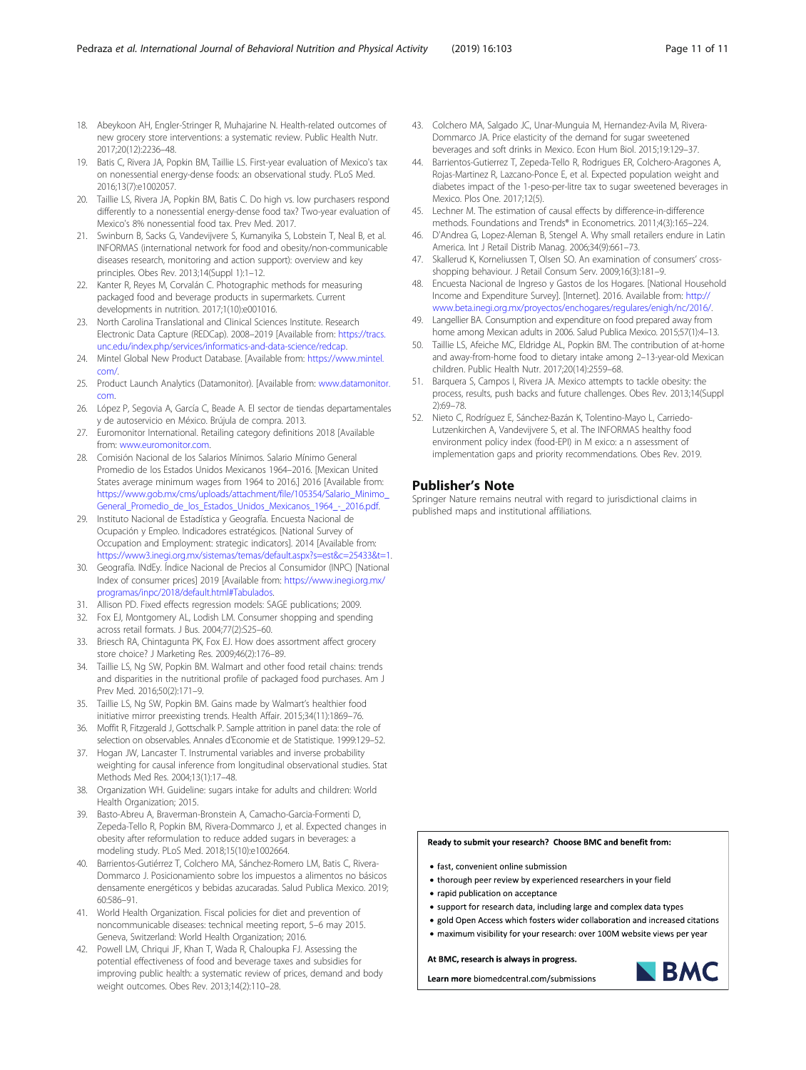18. Abeykoon AH, Engler-Stringer R, Muhajarine N. Health-related outcomes of new grocery store interventions: a systematic review. Public Health Nutr. 2017;20(12):2236–48.
19. Batis C, Rivera JA, Popkin BM, Taillie LS. First-year evaluation of Mexico's tax on nonessential energy-dense foods: an observational study. PLoS Med. 2016;13(7):e1002057.
20. Taillie LS, Rivera JA, Popkin BM, Batis C. Do high vs. low purchasers respond differently to a nonessential energy-dense food tax? Two-year evaluation of Mexico's 8% nonessential food tax. Prev Med. 2017.
21. Swinburn B, Sacks G, Vandevijvere S, Kumanyika S, Lobstein T, Neal B, et al. INFORMAS (international network for food and obesity/non-communicable diseases research, monitoring and action support): overview and key principles. Obes Rev. 2013;14(Suppl 1):1–12.
22. Kanter R, Reyes M, Corvalán C. Photographic methods for measuring packaged food and beverage products in supermarkets. Current developments in nutrition. 2017;1(10):e001016.
23. North Carolina Translational and Clinical Sciences Institute. Research Electronic Data Capture (REDCap). 2008–2019 [Available from: https://tracs.unc.edu/index.php/services/informatics-and-data-science/redcap.
24. Mintel Global New Product Database. [Available from: https://www.mintel.com/.
25. Product Launch Analytics (Datamonitor). [Available from: www.datamonitor.com.
26. López P, Segovia A, García C, Beade A. El sector de tiendas departamentales y de autoservicio en México. Brújula de compra. 2013.
27. Euromonitor International. Retailing category definitions 2018 [Available from: www.euromonitor.com.
28. Comisión Nacional de los Salarios Mínimos. Salario Mínimo General Promedio de los Estados Unidos Mexicanos 1964–2016. [Mexican United States average minimum wages from 1964 to 2016.] 2016 [Available from: https://www.gob.mx/cms/uploads/attachment/file/105354/Salario_Minimo_General_Promedio_de_los_Estados_Unidos_Mexicanos_1964_-_2016.pdf.
29. Instituto Nacional de Estadística y Geografía. Encuesta Nacional de Ocupación y Empleo. Indicadores estratégicos. [National Survey of Occupation and Employment: strategic indicators]. 2014 [Available from: https://www3.inegi.org.mx/sistemas/temas/default.aspx?s=est&c=25433&t=1.
30. Geografía. INdEy. Índice Nacional de Precios al Consumidor (INPC) [National Index of consumer prices] 2019 [Available from: https://www.inegi.org.mx/programas/inpc/2018/default.html#Tabulados.
31. Allison PD. Fixed effects regression models: SAGE publications; 2009.
32. Fox EJ, Montgomery AL, Lodish LM. Consumer shopping and spending across retail formats. J Bus. 2004;77(2):S25–60.
33. Briesch RA, Chintagunta PK, Fox EJ. How does assortment affect grocery store choice? J Marketing Res. 2009;46(2):176–89.
34. Taillie LS, Ng SW, Popkin BM. Walmart and other food retail chains: trends and disparities in the nutritional profile of packaged food purchases. Am J Prev Med. 2016;50(2):171–9.
35. Taillie LS, Ng SW, Popkin BM. Gains made by Walmart's healthier food initiative mirror preexisting trends. Health Affair. 2015;34(11):1869–76.
36. Moffit R, Fitzgerald J, Gottschalk P. Sample attrition in panel data: the role of selection on observables. Annales d'Economie et de Statistique. 1999:129–52.
37. Hogan JW, Lancaster T. Instrumental variables and inverse probability weighting for causal inference from longitudinal observational studies. Stat Methods Med Res. 2004;13(1):17–48.
38. Organization WH. Guideline: sugars intake for adults and children: World Health Organization; 2015.
39. Basto-Abreu A, Braverman-Bronstein A, Camacho-Garcia-Formenti D, Zepeda-Tello R, Popkin BM, Rivera-Dommarco J, et al. Expected changes in obesity after reformulation to reduce added sugars in beverages: a modeling study. PLoS Med. 2018;15(10):e1002664.
40. Barrientos-Gutiérrez T, Colchero MA, Sánchez-Romero LM, Batis C, Rivera-Dommarco J. Posicionamiento sobre los impuestos a alimentos no básicos densamente energéticos y bebidas azucaradas. Salud Publica Mexico. 2019; 60:586–91.
41. World Health Organization. Fiscal policies for diet and prevention of noncommunicable diseases: technical meeting report, 5–6 may 2015. Geneva, Switzerland: World Health Organization; 2016.
42. Powell LM, Chriqui JF, Khan T, Wada R, Chaloupka FJ. Assessing the potential effectiveness of food and beverage taxes and subsidies for improving public health: a systematic review of prices, demand and body weight outcomes. Obes Rev. 2013;14(2):110–28.
43. Colchero MA, Salgado JC, Unar-Munguia M, Hernandez-Avila M, Rivera-Dommarco JA. Price elasticity of the demand for sugar sweetened beverages and soft drinks in Mexico. Econ Hum Biol. 2015;19:129–37.
44. Barrientos-Gutierrez T, Zepeda-Tello R, Rodrigues ER, Colchero-Aragones A, Rojas-Martinez R, Lazcano-Ponce E, et al. Expected population weight and diabetes impact of the 1-peso-per-litre tax to sugar sweetened beverages in Mexico. Plos One. 2017;12(5).
45. Lechner M. The estimation of causal effects by difference-in-difference methods. Foundations and Trends® in Econometrics. 2011;4(3):165–224.
46. D'Andrea G, Lopez-Aleman B, Stengel A. Why small retailers endure in Latin America. Int J Retail Distrib Manag. 2006;34(9):661–73.
47. Skallerud K, Korneliussen T, Olsen SO. An examination of consumers' cross-shopping behaviour. J Retail Consum Serv. 2009;16(3):181–9.
48. Encuesta Nacional de Ingreso y Gastos de los Hogares. [National Household Income and Expenditure Survey]. [Internet]. 2016. Available from: http://www.beta.inegi.org.mx/proyectos/enchogares/regulares/enigh/nc/2016/.
49. Langellier BA. Consumption and expenditure on food prepared away from home among Mexican adults in 2006. Salud Publica Mexico. 2015;57(1):4–13.
50. Taillie LS, Afeiche MC, Eldridge AL, Popkin BM. The contribution of at-home and away-from-home food to dietary intake among 2–13-year-old Mexican children. Public Health Nutr. 2017;20(14):2559–68.
51. Barquera S, Campos I, Rivera JA. Mexico attempts to tackle obesity: the process, results, push backs and future challenges. Obes Rev. 2013;14(Suppl 2):69–78.
52. Nieto C, Rodríguez E, Sánchez-Bazán K, Tolentino-Mayo L, Carriedo-Lutzenkirchen A, Vandevijvere S, et al. The INFORMAS healthy food environment policy index (food-EPI) in M exico: a n assessment of implementation gaps and priority recommendations. Obes Rev. 2019.

## Publisher's Note

Springer Nature remains neutral with regard to jurisdictional claims in published maps and institutional affiliations.